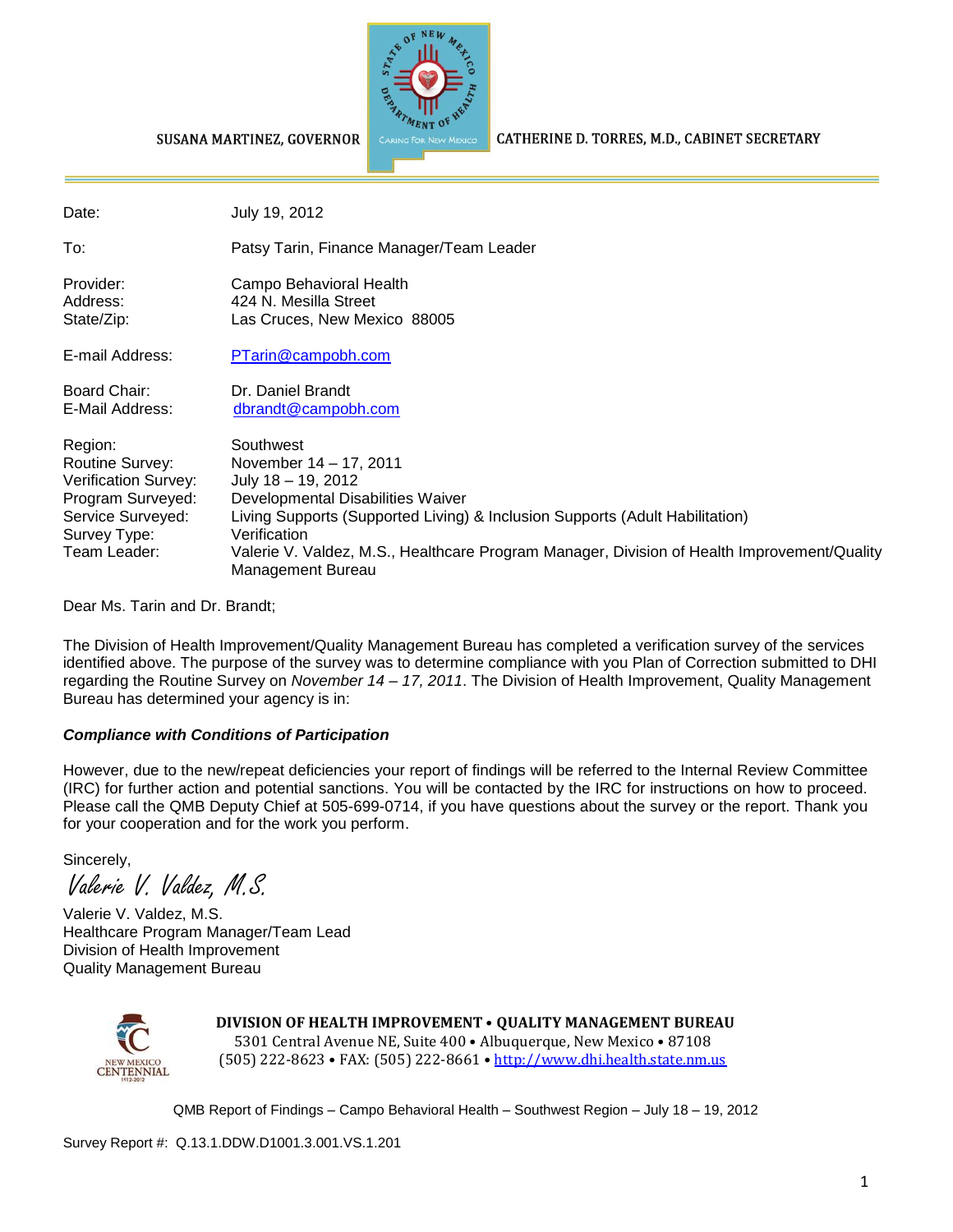SUSANA MARTINEZ, GOVERNOR | CATHERINE D. TORRES, M.D., CABINET SECRETARY

| | |
|---|---|
| Date: | July 19, 2012 |
| To: | Patsy Tarin, Finance Manager/Team Leader |
| Provider: | Campo Behavioral Health |
| Address: | 424 N. Mesilla Street |
| State/Zip: | Las Cruces, New Mexico 88005 |
| E-mail Address: | PTarin@campobh.com |
| Board Chair: | Dr. Daniel Brandt |
| E-Mail Address: | dbrandt@campobh.com |
| Region: | Southwest |
| Routine Survey: | November 14 – 17, 2011 |
| Verification Survey: | July 18 – 19, 2012 |
| Program Surveyed: | Developmental Disabilities Waiver |
| Service Surveyed: | Living Supports (Supported Living) & Inclusion Supports (Adult Habilitation) |
| Survey Type: | Verification |
| Team Leader: | Valerie V. Valdez, M.S., Healthcare Program Manager, Division of Health Improvement/Quality Management Bureau |

Dear Ms. Tarin and Dr. Brandt;

The Division of Health Improvement/Quality Management Bureau has completed a verification survey of the services identified above. The purpose of the survey was to determine compliance with you Plan of Correction submitted to DHI regarding the Routine Survey on *November 14 – 17, 2011*. The Division of Health Improvement, Quality Management Bureau has determined your agency is in:

***Compliance with Conditions of Participation***

However, due to the new/repeat deficiencies your report of findings will be referred to the Internal Review Committee (IRC) for further action and potential sanctions. You will be contacted by the IRC for instructions on how to proceed. Please call the QMB Deputy Chief at 505-699-0714, if you have questions about the survey or the report. Thank you for your cooperation and for the work you perform.

Sincerely,

*Valerie V. Valdez, M.S.*

Valerie V. Valdez, M.S.
Healthcare Program Manager/Team Lead
Division of Health Improvement
Quality Management Bureau

**DIVISION OF HEALTH IMPROVEMENT • QUALITY MANAGEMENT BUREAU**
5301 Central Avenue NE, Suite 400 • Albuquerque, New Mexico • 87108
(505) 222-8623 • FAX: (505) 222-8661 • http://www.dhi.health.state.nm.us

Survey Report #: Q.13.1.DDW.D1001.3.001.VS.1.201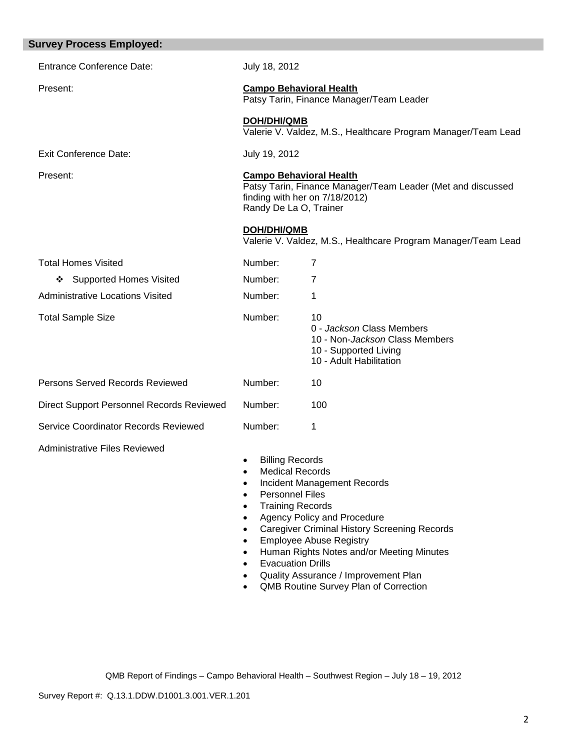## Survey Process Employed:

| | | |
|---|---|---|
| Entrance Conference Date: | July 18, 2012 | |
| Present: | **Campo Behavioral Health**<br>Patsy Tarin, Finance Manager/Team Leader<br><br>**DOH/DHI/QMB**<br>Valerie V. Valdez, M.S., Healthcare Program Manager/Team Lead | |
| Exit Conference Date: | July 19, 2012 | |
| Present: | **Campo Behavioral Health**<br>Patsy Tarin, Finance Manager/Team Leader (Met and discussed finding with her on 7/18/2012)<br>Randy De La O, Trainer<br><br>**DOH/DHI/QMB**<br>Valerie V. Valdez, M.S., Healthcare Program Manager/Team Lead | |
| Total Homes Visited | Number: | 7 |
| ❖ Supported Homes Visited | Number: | 7 |
| Administrative Locations Visited | Number: | 1 |
| Total Sample Size | Number: | 10<br>0 - *Jackson* Class Members<br>10 - Non-*Jackson* Class Members<br>10 - Supported Living<br>10 - Adult Habilitation |
| Persons Served Records Reviewed | Number: | 10 |
| Direct Support Personnel Records Reviewed | Number: | 100 |
| Service Coordinator Records Reviewed | Number: | 1 |

Administrative Files Reviewed

- Billing Records
- Medical Records
- Incident Management Records
- Personnel Files
- Training Records
- Agency Policy and Procedure
- Caregiver Criminal History Screening Records
- Employee Abuse Registry
- Human Rights Notes and/or Meeting Minutes
- Evacuation Drills
- Quality Assurance / Improvement Plan
- QMB Routine Survey Plan of Correction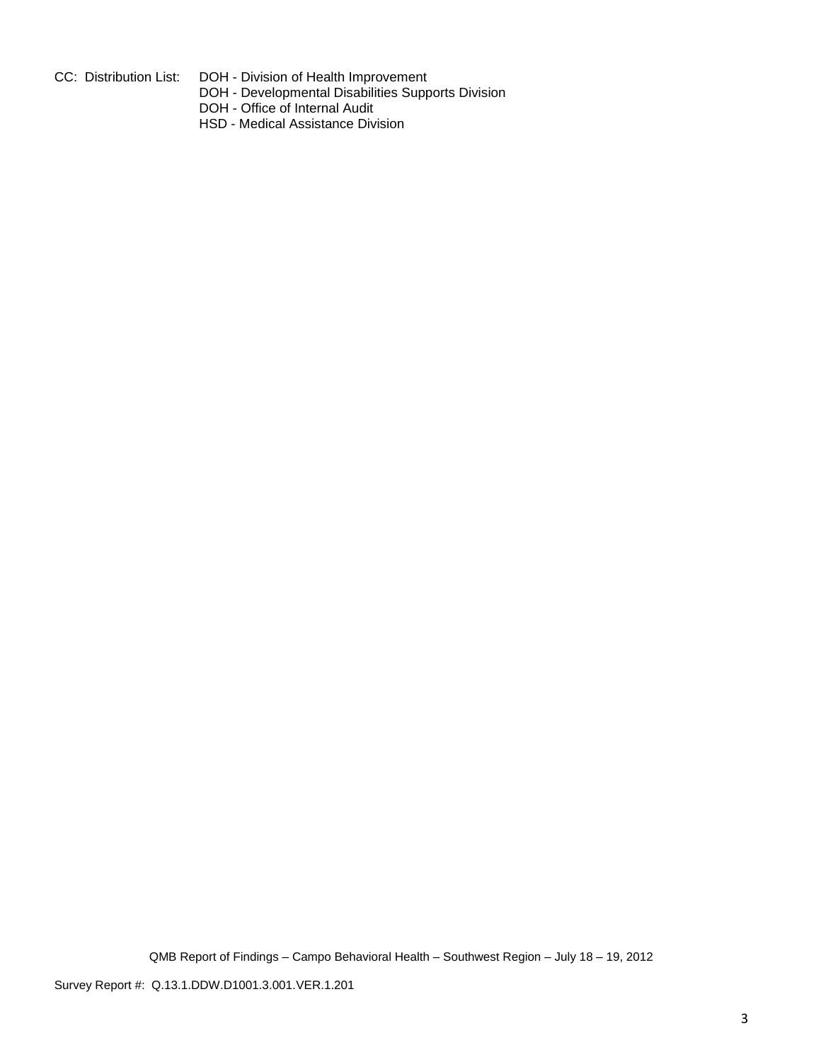CC: Distribution List: DOH - Division of Health Improvement
DOH - Developmental Disabilities Supports Division
DOH - Office of Internal Audit
HSD - Medical Assistance Division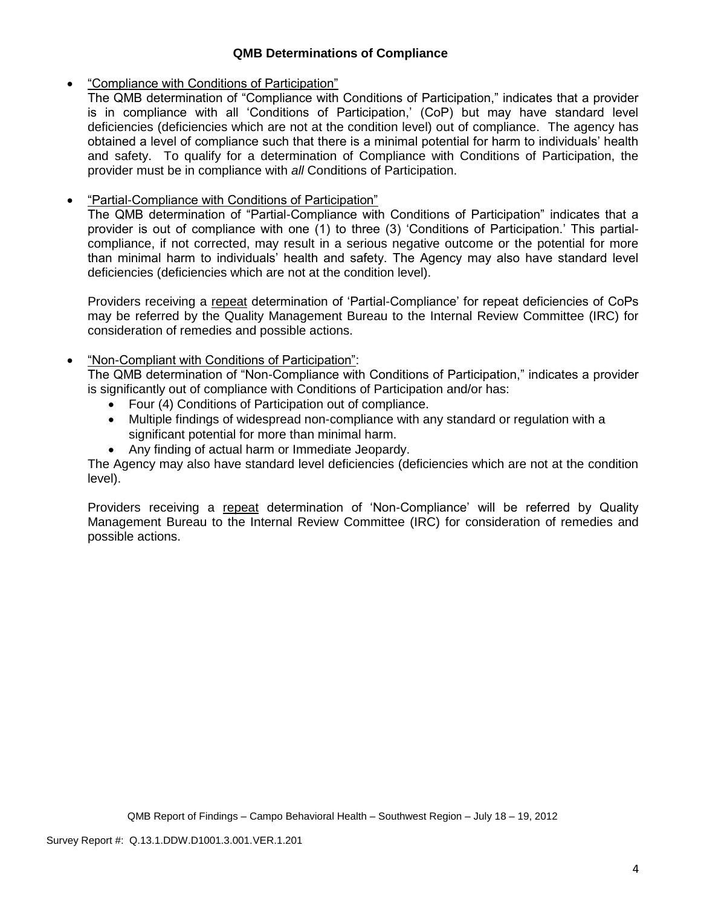### QMB Determinations of Compliance

- "Compliance with Conditions of Participation"

  The QMB determination of "Compliance with Conditions of Participation," indicates that a provider is in compliance with all 'Conditions of Participation,' (CoP) but may have standard level deficiencies (deficiencies which are not at the condition level) out of compliance. The agency has obtained a level of compliance such that there is a minimal potential for harm to individuals' health and safety. To qualify for a determination of Compliance with Conditions of Participation, the provider must be in compliance with *all* Conditions of Participation.

- "Partial-Compliance with Conditions of Participation"

  The QMB determination of "Partial-Compliance with Conditions of Participation" indicates that a provider is out of compliance with one (1) to three (3) 'Conditions of Participation.' This partial-compliance, if not corrected, may result in a serious negative outcome or the potential for more than minimal harm to individuals' health and safety. The Agency may also have standard level deficiencies (deficiencies which are not at the condition level).

  Providers receiving a repeat determination of 'Partial-Compliance' for repeat deficiencies of CoPs may be referred by the Quality Management Bureau to the Internal Review Committee (IRC) for consideration of remedies and possible actions.

- "Non-Compliant with Conditions of Participation":

  The QMB determination of "Non-Compliance with Conditions of Participation," indicates a provider is significantly out of compliance with Conditions of Participation and/or has:
  - Four (4) Conditions of Participation out of compliance.
  - Multiple findings of widespread non-compliance with any standard or regulation with a significant potential for more than minimal harm.
  - Any finding of actual harm or Immediate Jeopardy.

  The Agency may also have standard level deficiencies (deficiencies which are not at the condition level).

  Providers receiving a repeat determination of 'Non-Compliance' will be referred by Quality Management Bureau to the Internal Review Committee (IRC) for consideration of remedies and possible actions.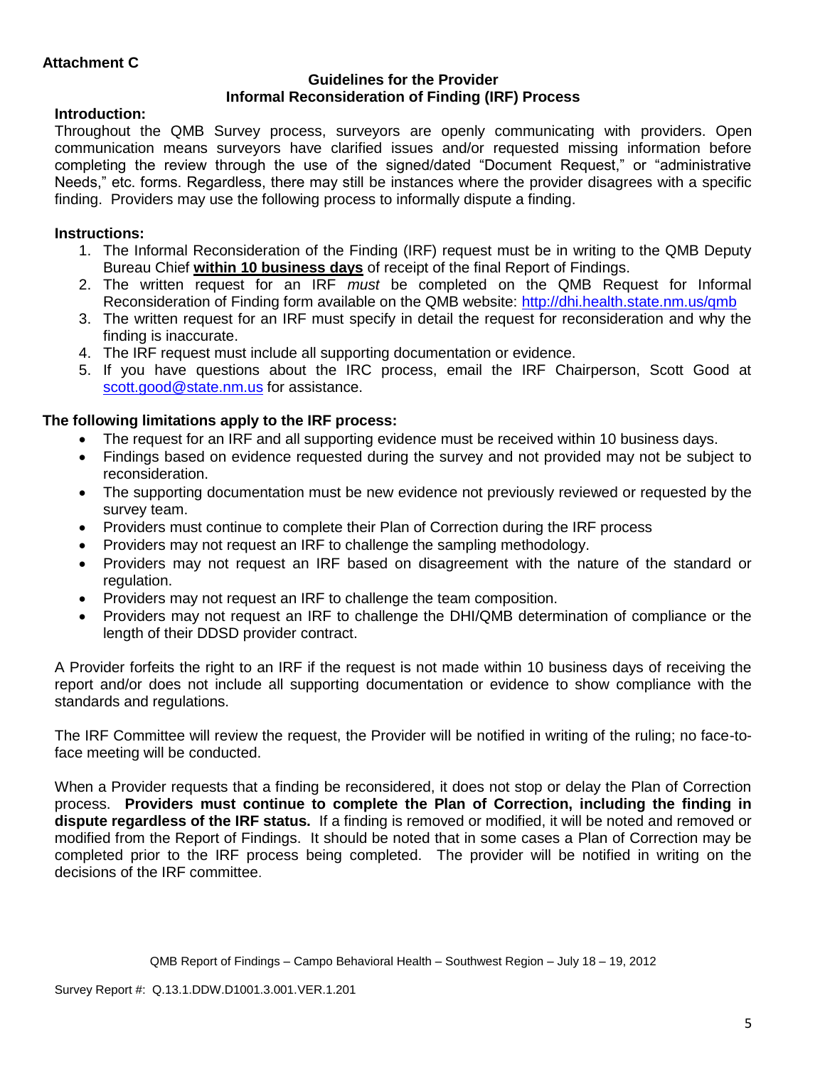**Attachment C**

**Guidelines for the Provider**
**Informal Reconsideration of Finding (IRF) Process**

**Introduction:**

Throughout the QMB Survey process, surveyors are openly communicating with providers. Open communication means surveyors have clarified issues and/or requested missing information before completing the review through the use of the signed/dated "Document Request," or "administrative Needs," etc. forms. Regardless, there may still be instances where the provider disagrees with a specific finding. Providers may use the following process to informally dispute a finding.

**Instructions:**

1. The Informal Reconsideration of the Finding (IRF) request must be in writing to the QMB Deputy Bureau Chief **within 10 business days** of receipt of the final Report of Findings.
2. The written request for an IRF *must* be completed on the QMB Request for Informal Reconsideration of Finding form available on the QMB website: http://dhi.health.state.nm.us/qmb
3. The written request for an IRF must specify in detail the request for reconsideration and why the finding is inaccurate.
4. The IRF request must include all supporting documentation or evidence.
5. If you have questions about the IRC process, email the IRF Chairperson, Scott Good at scott.good@state.nm.us for assistance.

**The following limitations apply to the IRF process:**

- The request for an IRF and all supporting evidence must be received within 10 business days.
- Findings based on evidence requested during the survey and not provided may not be subject to reconsideration.
- The supporting documentation must be new evidence not previously reviewed or requested by the survey team.
- Providers must continue to complete their Plan of Correction during the IRF process
- Providers may not request an IRF to challenge the sampling methodology.
- Providers may not request an IRF based on disagreement with the nature of the standard or regulation.
- Providers may not request an IRF to challenge the team composition.
- Providers may not request an IRF to challenge the DHI/QMB determination of compliance or the length of their DDSD provider contract.

A Provider forfeits the right to an IRF if the request is not made within 10 business days of receiving the report and/or does not include all supporting documentation or evidence to show compliance with the standards and regulations.

The IRF Committee will review the request, the Provider will be notified in writing of the ruling; no face-to-face meeting will be conducted.

When a Provider requests that a finding be reconsidered, it does not stop or delay the Plan of Correction process. **Providers must continue to complete the Plan of Correction, including the finding in dispute regardless of the IRF status.** If a finding is removed or modified, it will be noted and removed or modified from the Report of Findings. It should be noted that in some cases a Plan of Correction may be completed prior to the IRF process being completed. The provider will be notified in writing on the decisions of the IRF committee.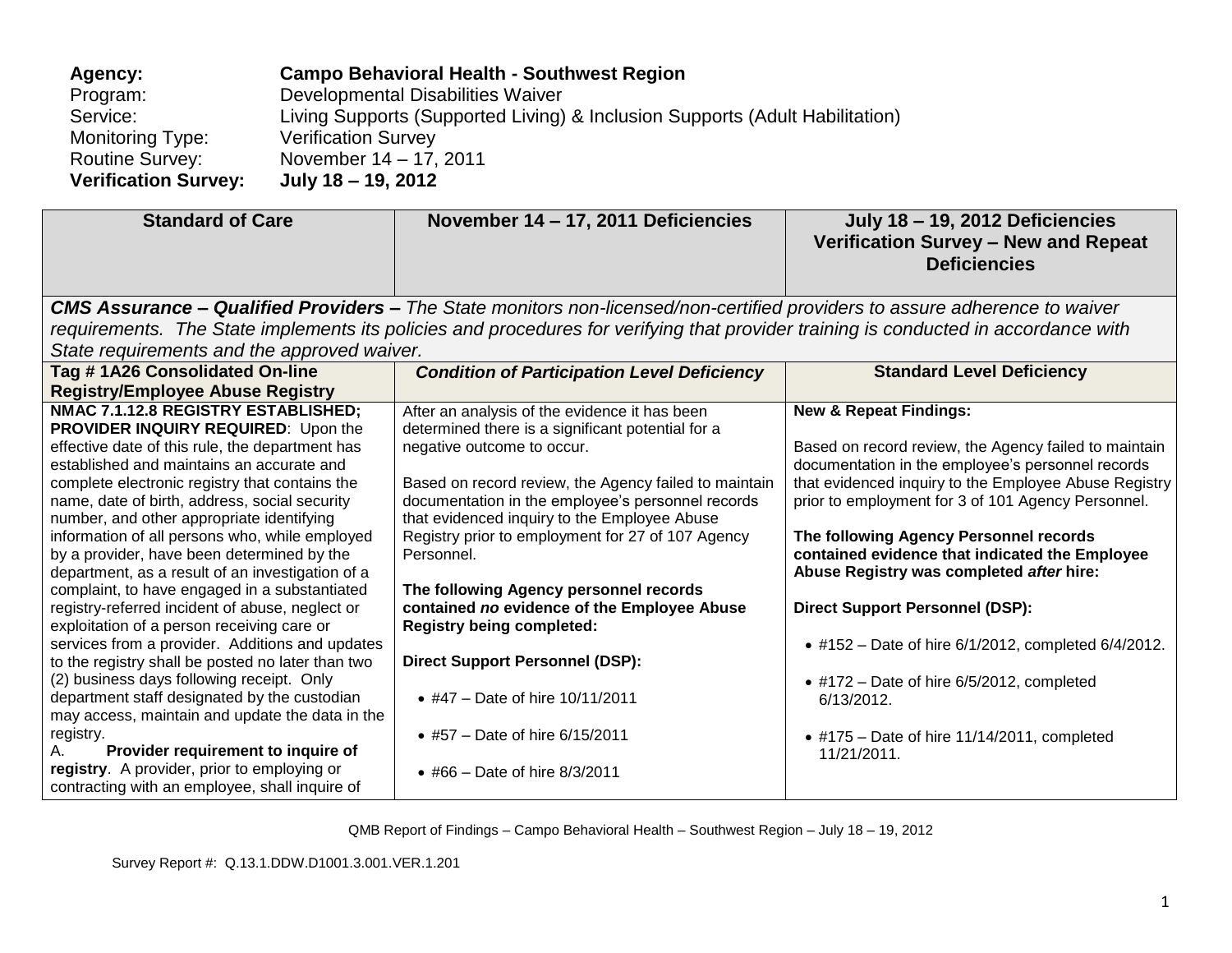**Agency:** **Campo Behavioral Health - Southwest Region**
Program: Developmental Disabilities Waiver
Service: Living Supports (Supported Living) & Inclusion Supports (Adult Habilitation)
Monitoring Type: Verification Survey
Routine Survey: November 14 – 17, 2011
**Verification Survey:** **July 18 – 19, 2012**

| Standard of Care | November 14 – 17, 2011 Deficiencies | July 18 – 19, 2012 Deficiencies Verification Survey – New and Repeat Deficiencies |
|---|---|---|
| ***CMS Assurance – Qualified Providers –*** *The State monitors non-licensed/non-certified providers to assure adherence to waiver requirements. The State implements its policies and procedures for verifying that provider training is conducted in accordance with State requirements and the approved waiver.* | | |
| **Tag # 1A26 Consolidated On-line Registry/Employee Abuse Registry** | ***Condition of Participation Level Deficiency*** | **Standard Level Deficiency** |
| **NMAC 7.1.12.8 REGISTRY ESTABLISHED; PROVIDER INQUIRY REQUIRED**: Upon the effective date of this rule, the department has established and maintains an accurate and complete electronic registry that contains the name, date of birth, address, social security number, and other appropriate identifying information of all persons who, while employed by a provider, have been determined by the department, as a result of an investigation of a complaint, to have engaged in a substantiated registry-referred incident of abuse, neglect or exploitation of a person receiving care or services from a provider. Additions and updates to the registry shall be posted no later than two (2) business days following receipt. Only department staff designated by the custodian may access, maintain and update the data in the registry.<br>A. **Provider requirement to inquire of registry**. A provider, prior to employing or contracting with an employee, shall inquire of | After an analysis of the evidence it has been determined there is a significant potential for a negative outcome to occur.<br><br>Based on record review, the Agency failed to maintain documentation in the employee's personnel records that evidenced inquiry to the Employee Abuse Registry prior to employment for 27 of 107 Agency Personnel.<br><br>**The following Agency personnel records contained *no* evidence of the Employee Abuse Registry being completed:**<br><br>**Direct Support Personnel (DSP):**<br><br>• #47 – Date of hire 10/11/2011<br><br>• #57 – Date of hire 6/15/2011<br><br>• #66 – Date of hire 8/3/2011 | **New & Repeat Findings:**<br><br>Based on record review, the Agency failed to maintain documentation in the employee's personnel records that evidenced inquiry to the Employee Abuse Registry prior to employment for 3 of 101 Agency Personnel.<br><br>**The following Agency Personnel records contained evidence that indicated the Employee Abuse Registry was completed *after* hire:**<br><br>**Direct Support Personnel (DSP):**<br><br>• #152 – Date of hire 6/1/2012, completed 6/4/2012.<br><br>• #172 – Date of hire 6/5/2012, completed 6/13/2012.<br><br>• #175 – Date of hire 11/14/2011, completed 11/21/2011. |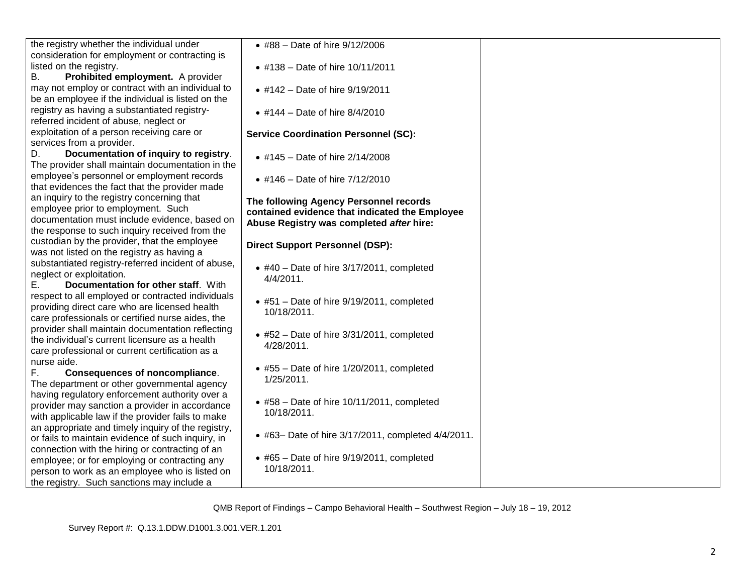| | | |
|---|---|---|
| the registry whether the individual under consideration for employment or contracting is listed on the registry.<br>B. **Prohibited employment.** A provider may not employ or contract with an individual to be an employee if the individual is listed on the registry as having a substantiated registry-referred incident of abuse, neglect or exploitation of a person receiving care or services from a provider.<br>D. **Documentation of inquiry to registry**. The provider shall maintain documentation in the employee's personnel or employment records that evidences the fact that the provider made an inquiry to the registry concerning that employee prior to employment. Such documentation must include evidence, based on the response to such inquiry received from the custodian by the provider, that the employee was not listed on the registry as having a substantiated registry-referred incident of abuse, neglect or exploitation.<br>E. **Documentation for other staff**. With respect to all employed or contracted individuals providing direct care who are licensed health care professionals or certified nurse aides, the provider shall maintain documentation reflecting the individual's current licensure as a health care professional or current certification as a nurse aide.<br>F. **Consequences of noncompliance**. The department or other governmental agency having regulatory enforcement authority over a provider may sanction a provider in accordance with applicable law if the provider fails to make an appropriate and timely inquiry of the registry, or fails to maintain evidence of such inquiry, in connection with the hiring or contracting of an employee; or for employing or contracting any person to work as an employee who is listed on the registry. Such sanctions may include a | • #88 – Date of hire 9/12/2006<br>• #138 – Date of hire 10/11/2011<br>• #142 – Date of hire 9/19/2011<br>• #144 – Date of hire 8/4/2010<br><br>**Service Coordination Personnel (SC):**<br>• #145 – Date of hire 2/14/2008<br>• #146 – Date of hire 7/12/2010<br><br>**The following Agency Personnel records contained evidence that indicated the Employee Abuse Registry was completed *after* hire:**<br><br>**Direct Support Personnel (DSP):**<br>• #40 – Date of hire 3/17/2011, completed 4/4/2011.<br>• #51 – Date of hire 9/19/2011, completed 10/18/2011.<br>• #52 – Date of hire 3/31/2011, completed 4/28/2011.<br>• #55 – Date of hire 1/20/2011, completed 1/25/2011.<br>• #58 – Date of hire 10/11/2011, completed 10/18/2011.<br>• #63– Date of hire 3/17/2011, completed 4/4/2011.<br>• #65 – Date of hire 9/19/2011, completed 10/18/2011. | |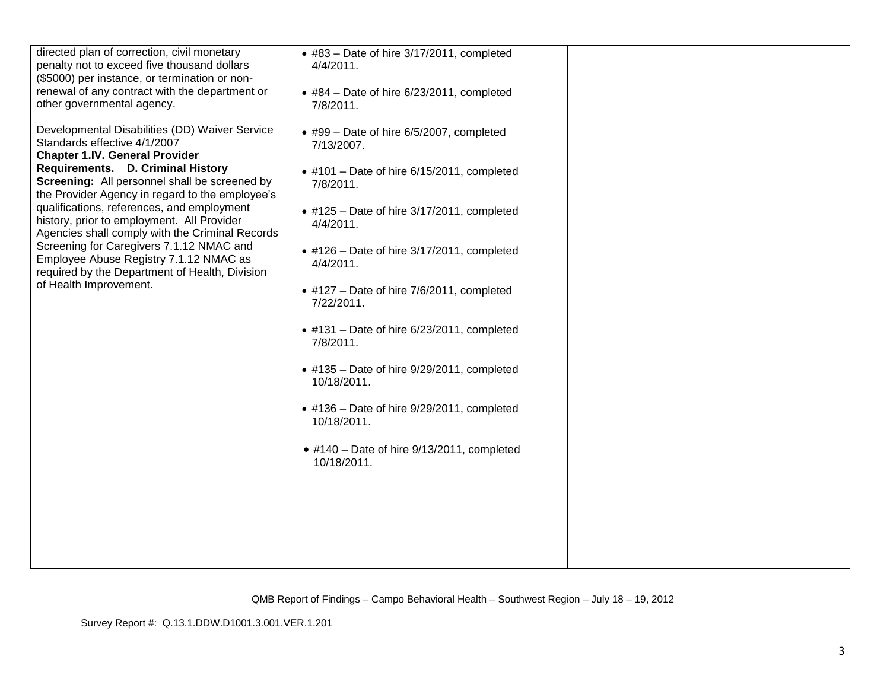| | | |
|---|---|---|
| directed plan of correction, civil monetary penalty not to exceed five thousand dollars ($5000) per instance, or termination or non-renewal of any contract with the department or other governmental agency.<br><br>Developmental Disabilities (DD) Waiver Service Standards effective 4/1/2007<br>**Chapter 1.IV. General Provider Requirements. D. Criminal History Screening:** All personnel shall be screened by the Provider Agency in regard to the employee's qualifications, references, and employment history, prior to employment. All Provider Agencies shall comply with the Criminal Records Screening for Caregivers 7.1.12 NMAC and Employee Abuse Registry 7.1.12 NMAC as required by the Department of Health, Division of Health Improvement. | • #83 – Date of hire 3/17/2011, completed 4/4/2011.<br><br>• #84 – Date of hire 6/23/2011, completed 7/8/2011.<br><br>• #99 – Date of hire 6/5/2007, completed 7/13/2007.<br><br>• #101 – Date of hire 6/15/2011, completed 7/8/2011.<br><br>• #125 – Date of hire 3/17/2011, completed 4/4/2011.<br><br>• #126 – Date of hire 3/17/2011, completed 4/4/2011.<br><br>• #127 – Date of hire 7/6/2011, completed 7/22/2011.<br><br>• #131 – Date of hire 6/23/2011, completed 7/8/2011.<br><br>• #135 – Date of hire 9/29/2011, completed 10/18/2011.<br><br>• #136 – Date of hire 9/29/2011, completed 10/18/2011.<br><br>• #140 – Date of hire 9/13/2011, completed 10/18/2011. | |

QMB Report of Findings – Campo Behavioral Health – Southwest Region – July 18 – 19, 2012

Survey Report #: Q.13.1.DDW.D1001.3.001.VER.1.201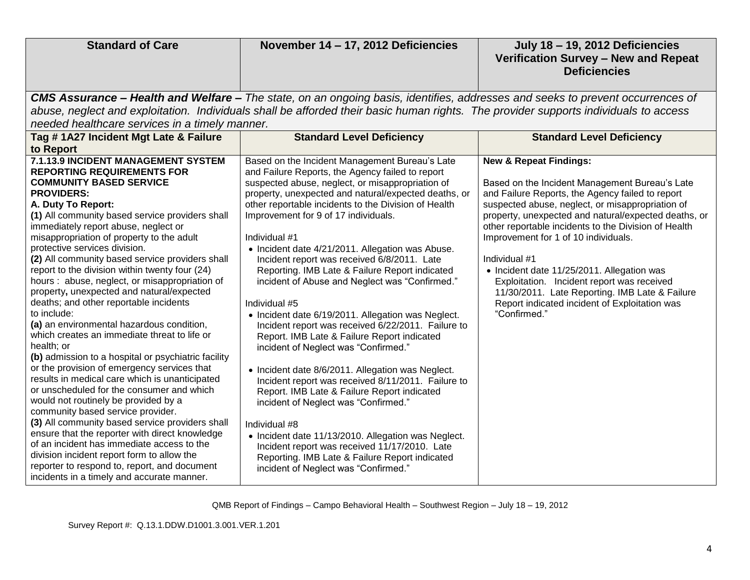| Standard of Care | November 14 – 17, 2012 Deficiencies | July 18 – 19, 2012 Deficiencies Verification Survey – New and Repeat Deficiencies |
|---|---|---|
| ***CMS Assurance – Health and Welfare –*** *The state, on an ongoing basis, identifies, addresses and seeks to prevent occurrences of abuse, neglect and exploitation. Individuals shall be afforded their basic human rights. The provider supports individuals to access needed healthcare services in a timely manner.* | | |
| **Tag # 1A27 Incident Mgt Late & Failure to Report** | **Standard Level Deficiency** | **Standard Level Deficiency** |
| **7.1.13.9 INCIDENT MANAGEMENT SYSTEM REPORTING REQUIREMENTS FOR COMMUNITY BASED SERVICE PROVIDERS:**<br>**A. Duty To Report:**<br>**(1)** All community based service providers shall immediately report abuse, neglect or misappropriation of property to the adult protective services division.<br>**(2)** All community based service providers shall report to the division within twenty four (24) hours : abuse, neglect, or misappropriation of property**,** unexpected and natural/expected deaths; and other reportable incidents to include:<br>**(a)** an environmental hazardous condition, which creates an immediate threat to life or health; or<br>**(b)** admission to a hospital or psychiatric facility or the provision of emergency services that results in medical care which is unanticipated or unscheduled for the consumer and which would not routinely be provided by a community based service provider.<br>**(3)** All community based service providers shall ensure that the reporter with direct knowledge of an incident has immediate access to the division incident report form to allow the reporter to respond to, report, and document incidents in a timely and accurate manner. | Based on the Incident Management Bureau's Late and Failure Reports, the Agency failed to report suspected abuse, neglect, or misappropriation of property, unexpected and natural/expected deaths, or other reportable incidents to the Division of Health Improvement for 9 of 17 individuals.<br><br>Individual #1<br>• Incident date 4/21/2011. Allegation was Abuse. Incident report was received 6/8/2011. Late Reporting. IMB Late & Failure Report indicated incident of Abuse and Neglect was "Confirmed."<br><br>Individual #5<br>• Incident date 6/19/2011. Allegation was Neglect. Incident report was received 6/22/2011. Failure to Report. IMB Late & Failure Report indicated incident of Neglect was "Confirmed."<br><br>• Incident date 8/6/2011. Allegation was Neglect. Incident report was received 8/11/2011. Failure to Report. IMB Late & Failure Report indicated incident of Neglect was "Confirmed."<br><br>Individual #8<br>• Incident date 11/13/2010. Allegation was Neglect. Incident report was received 11/17/2010. Late Reporting. IMB Late & Failure Report indicated incident of Neglect was "Confirmed." | **New & Repeat Findings:**<br><br>Based on the Incident Management Bureau's Late and Failure Reports, the Agency failed to report suspected abuse, neglect, or misappropriation of property, unexpected and natural/expected deaths, or other reportable incidents to the Division of Health Improvement for 1 of 10 individuals.<br><br>Individual #1<br>• Incident date 11/25/2011. Allegation was Exploitation. Incident report was received 11/30/2011. Late Reporting. IMB Late & Failure Report indicated incident of Exploitation was "Confirmed." |

QMB Report of Findings – Campo Behavioral Health – Southwest Region – July 18 – 19, 2012

Survey Report #: Q.13.1.DDW.D1001.3.001.VER.1.201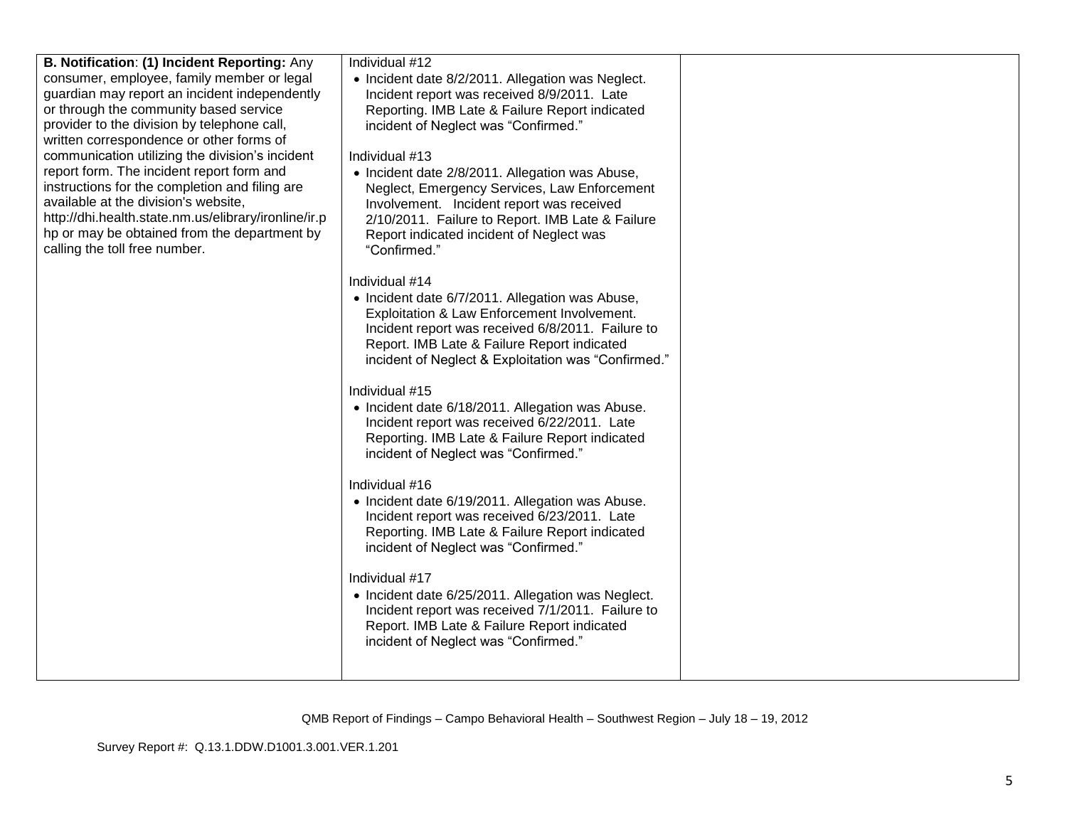| | | |
|---|---|---|
| **B. Notification**: **(1) Incident Reporting:** Any consumer, employee, family member or legal guardian may report an incident independently or through the community based service provider to the division by telephone call, written correspondence or other forms of communication utilizing the division's incident report form. The incident report form and instructions for the completion and filing are available at the division's website, http://dhi.health.state.nm.us/elibrary/ironline/ir.php or may be obtained from the department by calling the toll free number. | Individual #12<br>• Incident date 8/2/2011. Allegation was Neglect. Incident report was received 8/9/2011. Late Reporting. IMB Late & Failure Report indicated incident of Neglect was "Confirmed."<br><br>Individual #13<br>• Incident date 2/8/2011. Allegation was Abuse, Neglect, Emergency Services, Law Enforcement Involvement. Incident report was received 2/10/2011. Failure to Report. IMB Late & Failure Report indicated incident of Neglect was "Confirmed."<br><br>Individual #14<br>• Incident date 6/7/2011. Allegation was Abuse, Exploitation & Law Enforcement Involvement. Incident report was received 6/8/2011. Failure to Report. IMB Late & Failure Report indicated incident of Neglect & Exploitation was "Confirmed."<br><br>Individual #15<br>• Incident date 6/18/2011. Allegation was Abuse. Incident report was received 6/22/2011. Late Reporting. IMB Late & Failure Report indicated incident of Neglect was "Confirmed."<br><br>Individual #16<br>• Incident date 6/19/2011. Allegation was Abuse. Incident report was received 6/23/2011. Late Reporting. IMB Late & Failure Report indicated incident of Neglect was "Confirmed."<br><br>Individual #17<br>• Incident date 6/25/2011. Allegation was Neglect. Incident report was received 7/1/2011. Failure to Report. IMB Late & Failure Report indicated incident of Neglect was "Confirmed." | |

QMB Report of Findings – Campo Behavioral Health – Southwest Region – July 18 – 19, 2012

Survey Report #: Q.13.1.DDW.D1001.3.001.VER.1.201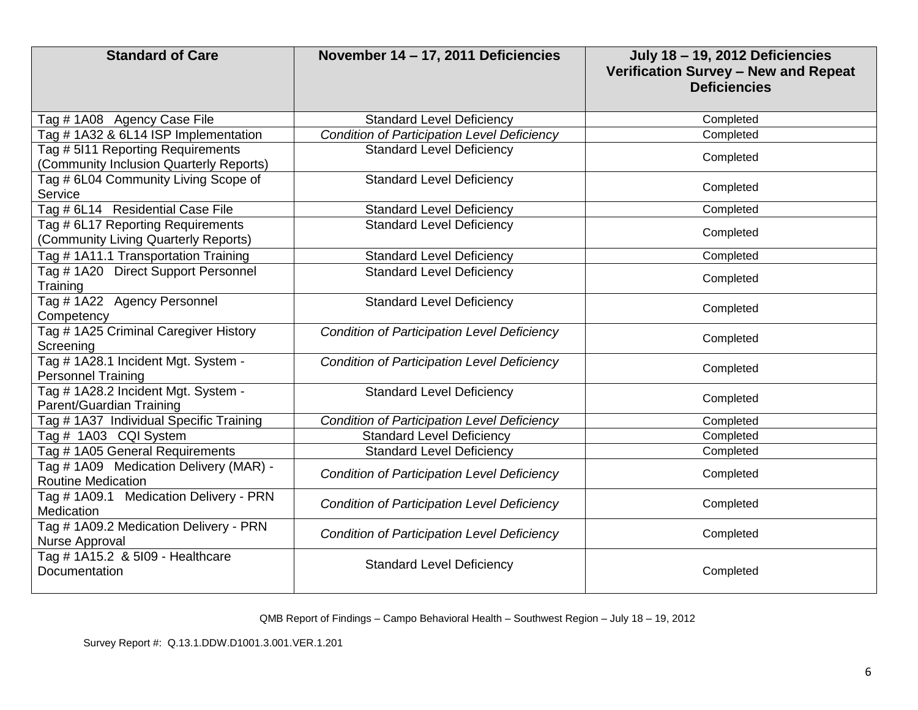| Standard of Care | November 14 – 17, 2011 Deficiencies | July 18 – 19, 2012 Deficiencies Verification Survey – New and Repeat Deficiencies |
|---|---|---|
| Tag # 1A08 Agency Case File | Standard Level Deficiency | Completed |
| Tag # 1A32 & 6L14 ISP Implementation | *Condition of Participation Level Deficiency* | Completed |
| Tag # 5I11 Reporting Requirements (Community Inclusion Quarterly Reports) | Standard Level Deficiency | Completed |
| Tag # 6L04 Community Living Scope of Service | Standard Level Deficiency | Completed |
| Tag # 6L14 Residential Case File | Standard Level Deficiency | Completed |
| Tag # 6L17 Reporting Requirements (Community Living Quarterly Reports) | Standard Level Deficiency | Completed |
| Tag # 1A11.1 Transportation Training | Standard Level Deficiency | Completed |
| Tag # 1A20 Direct Support Personnel Training | Standard Level Deficiency | Completed |
| Tag # 1A22 Agency Personnel Competency | Standard Level Deficiency | Completed |
| Tag # 1A25 Criminal Caregiver History Screening | *Condition of Participation Level Deficiency* | Completed |
| Tag # 1A28.1 Incident Mgt. System - Personnel Training | *Condition of Participation Level Deficiency* | Completed |
| Tag # 1A28.2 Incident Mgt. System - Parent/Guardian Training | Standard Level Deficiency | Completed |
| Tag # 1A37 Individual Specific Training | *Condition of Participation Level Deficiency* | Completed |
| Tag # 1A03 CQI System | Standard Level Deficiency | Completed |
| Tag # 1A05 General Requirements | Standard Level Deficiency | Completed |
| Tag # 1A09 Medication Delivery (MAR) - Routine Medication | *Condition of Participation Level Deficiency* | Completed |
| Tag # 1A09.1 Medication Delivery - PRN Medication | *Condition of Participation Level Deficiency* | Completed |
| Tag # 1A09.2 Medication Delivery - PRN Nurse Approval | *Condition of Participation Level Deficiency* | Completed |
| Tag # 1A15.2 & 5I09 - Healthcare Documentation | Standard Level Deficiency | Completed |

QMB Report of Findings – Campo Behavioral Health – Southwest Region – July 18 – 19, 2012

Survey Report #: Q.13.1.DDW.D1001.3.001.VER.1.201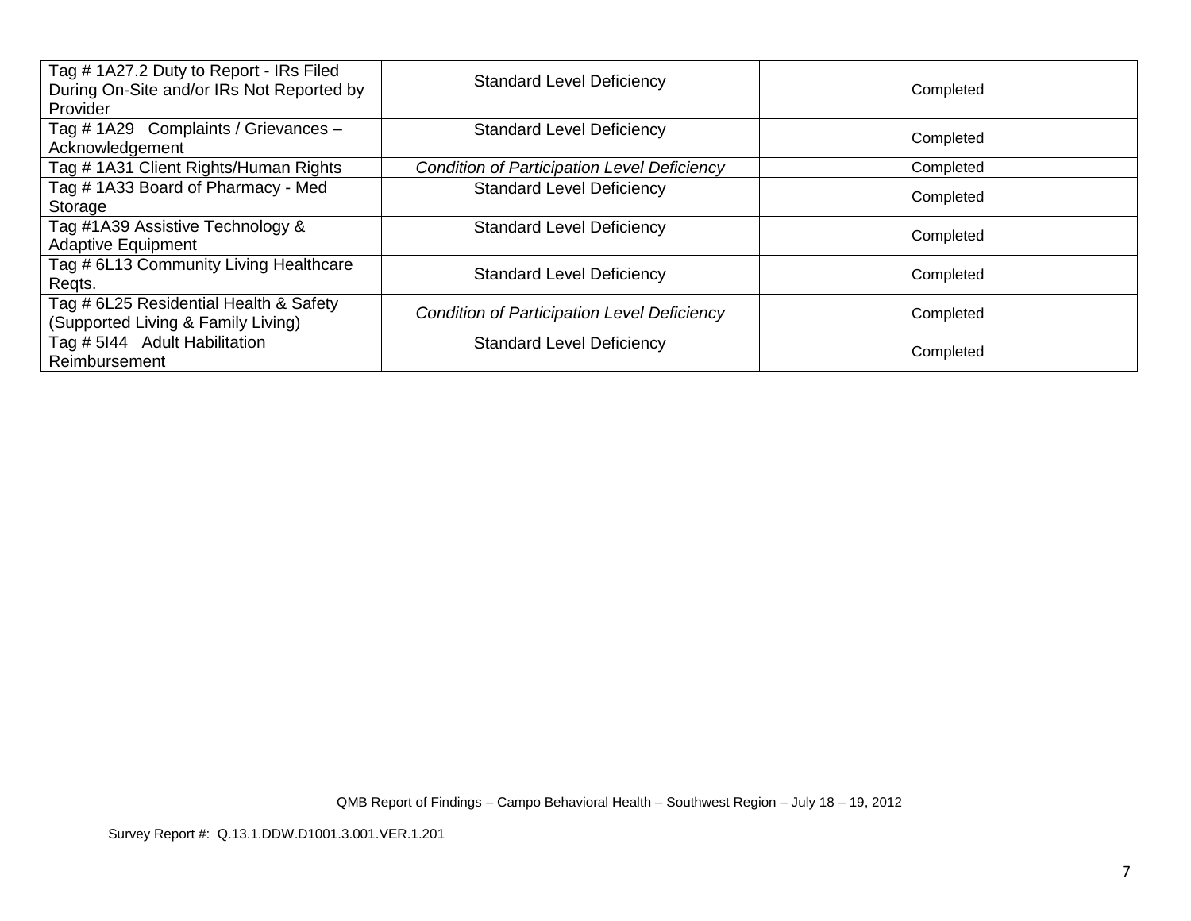| | | |
|---|---|---|
| Tag # 1A27.2 Duty to Report - IRs Filed During On-Site and/or IRs Not Reported by Provider | Standard Level Deficiency | Completed |
| Tag # 1A29 Complaints / Grievances – Acknowledgement | Standard Level Deficiency | Completed |
| Tag # 1A31 Client Rights/Human Rights | *Condition of Participation Level Deficiency* | Completed |
| Tag # 1A33 Board of Pharmacy - Med Storage | Standard Level Deficiency | Completed |
| Tag #1A39 Assistive Technology & Adaptive Equipment | Standard Level Deficiency | Completed |
| Tag # 6L13 Community Living Healthcare Reqts. | Standard Level Deficiency | Completed |
| Tag # 6L25 Residential Health & Safety (Supported Living & Family Living) | *Condition of Participation Level Deficiency* | Completed |
| Tag # 5I44 Adult Habilitation Reimbursement | Standard Level Deficiency | Completed |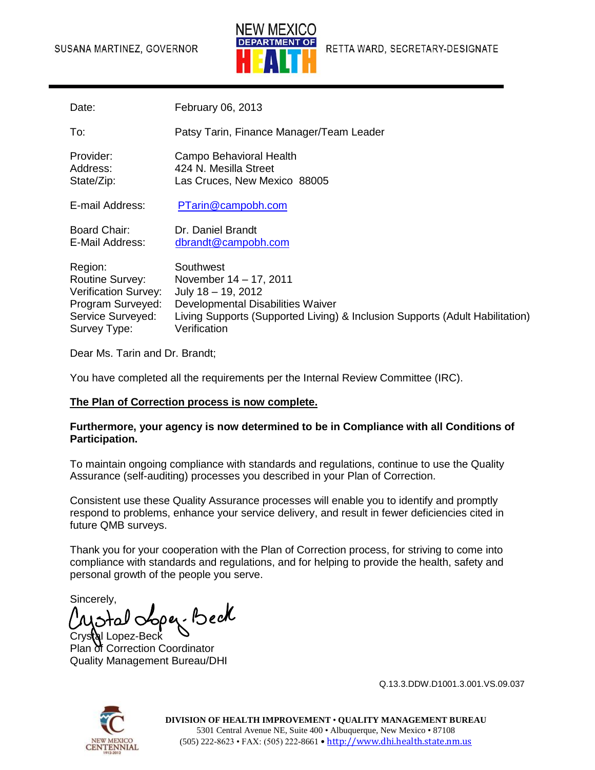SUSANA MARTINEZ, GOVERNOR

NEW MEXICO DEPARTMENT OF HEALTH

RETTA WARD, SECRETARY-DESIGNATE

| | |
|---|---|
| Date: | February 06, 2013 |
| To: | Patsy Tarin, Finance Manager/Team Leader |
| Provider: | Campo Behavioral Health |
| Address: | 424 N. Mesilla Street |
| State/Zip: | Las Cruces, New Mexico 88005 |
| E-mail Address: | PTarin@campobh.com |
| Board Chair: | Dr. Daniel Brandt |
| E-Mail Address: | dbrandt@campobh.com |
| Region: | Southwest |
| Routine Survey: | November 14 – 17, 2011 |
| Verification Survey: | July 18 – 19, 2012 |
| Program Surveyed: | Developmental Disabilities Waiver |
| Service Surveyed: | Living Supports (Supported Living) & Inclusion Supports (Adult Habilitation) |
| Survey Type: | Verification |

Dear Ms. Tarin and Dr. Brandt;

You have completed all the requirements per the Internal Review Committee (IRC).

**The Plan of Correction process is now complete.**

**Furthermore, your agency is now determined to be in Compliance with all Conditions of Participation.**

To maintain ongoing compliance with standards and regulations, continue to use the Quality Assurance (self-auditing) processes you described in your Plan of Correction.

Consistent use these Quality Assurance processes will enable you to identify and promptly respond to problems, enhance your service delivery, and result in fewer deficiencies cited in future QMB surveys.

Thank you for your cooperation with the Plan of Correction process, for striving to come into compliance with standards and regulations, and for helping to provide the health, safety and personal growth of the people you serve.

Sincerely,

Crystal Lopez-Beck

Crystal Lopez-Beck
Plan of Correction Coordinator
Quality Management Bureau/DHI

Q.13.3.DDW.D1001.3.001.VS.09.037

**DIVISION OF HEALTH IMPROVEMENT • QUALITY MANAGEMENT BUREAU**
5301 Central Avenue NE, Suite 400 • Albuquerque, New Mexico • 87108
(505) 222-8623 • FAX: (505) 222-8661 • http://www.dhi.health.state.nm.us